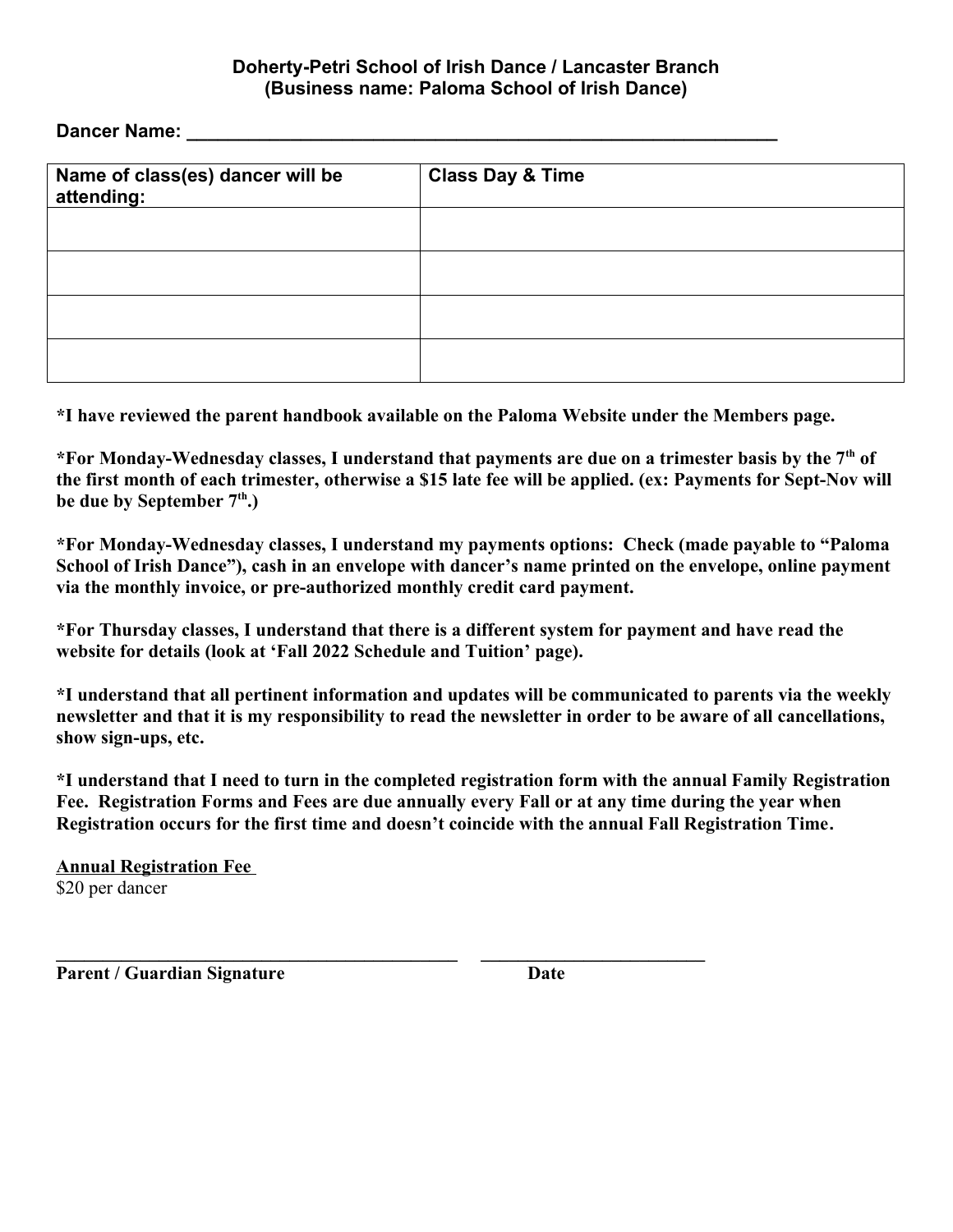**Doherty-Petri School of Irish Dance / Lancaster Branch**
**(Business name: Paloma School of Irish Dance)**

**Dancer Name: \_\_\_\_\_\_\_\_\_\_\_\_\_\_\_\_\_\_\_\_\_\_\_\_\_\_\_\_\_\_\_\_\_\_\_\_\_\_\_\_\_\_\_\_\_\_\_\_\_\_\_\_\_\_\_\_\_\_\_\_**

| Name of class(es) dancer will be attending: | Class Day & Time |
| --- | --- |
| | |
| | |
| | |
| | |

**\*I have reviewed the parent handbook available on the Paloma Website under the Members page.**

**\*For Monday-Wednesday classes, I understand that payments are due on a trimester basis by the 7th of the first month of each trimester, otherwise a $15 late fee will be applied. (ex: Payments for Sept-Nov will be due by September 7th.)**

**\*For Monday-Wednesday classes, I understand my payments options: Check (made payable to "Paloma School of Irish Dance"), cash in an envelope with dancer's name printed on the envelope, online payment via the monthly invoice, or pre-authorized monthly credit card payment.**

**\*For Thursday classes, I understand that there is a different system for payment and have read the website for details (look at 'Fall 2022 Schedule and Tuition' page).**

**\*I understand that all pertinent information and updates will be communicated to parents via the weekly newsletter and that it is my responsibility to read the newsletter in order to be aware of all cancellations, show sign-ups, etc.**

**\*I understand that I need to turn in the completed registration form with the annual Family Registration Fee. Registration Forms and Fees are due annually every Fall or at any time during the year when Registration occurs for the first time and doesn't coincide with the annual Fall Registration Time.**

**Annual Registration Fee**
$20 per dancer

\_\_\_\_\_\_\_\_\_\_\_\_\_\_\_\_\_\_\_\_\_\_\_\_\_\_\_\_\_\_\_\_\_\_\_\_\_\_\_\_\_\_\_\_ \_\_\_\_\_\_\_\_\_\_\_\_\_\_\_\_\_\_\_\_\_\_\_\_\_
**Parent / Guardian Signature** **Date**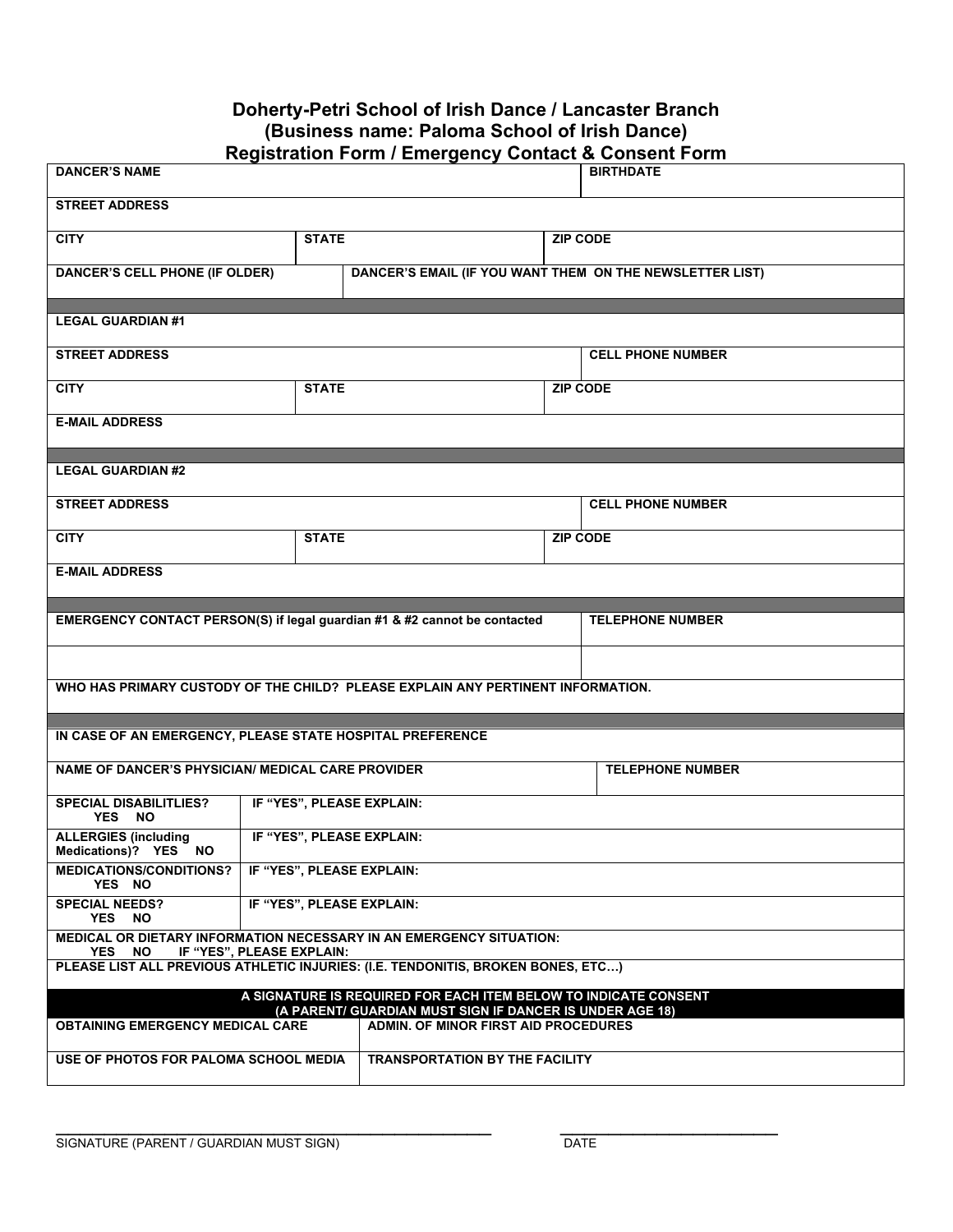## Doherty-Petri School of Irish Dance / Lancaster Branch
## (Business name: Paloma School of Irish Dance)
## Registration Form / Emergency Contact & Consent Form

| | | |
|---|---|---|
| **DANCER'S NAME** | | **BIRTHDATE** |
| **STREET ADDRESS** | | |
| **CITY** | **STATE** | **ZIP CODE** |
| **DANCER'S CELL PHONE (IF OLDER)** | **DANCER'S EMAIL (IF YOU WANT THEM ON THE NEWSLETTER LIST)** | |

| | | |
|---|---|---|
| **LEGAL GUARDIAN #1** | | |
| **STREET ADDRESS** | | **CELL PHONE NUMBER** |
| **CITY** | **STATE** | **ZIP CODE** |
| **E-MAIL ADDRESS** | | |

| | | |
|---|---|---|
| **LEGAL GUARDIAN #2** | | |
| **STREET ADDRESS** | | **CELL PHONE NUMBER** |
| **CITY** | **STATE** | **ZIP CODE** |
| **E-MAIL ADDRESS** | | |

| | |
|---|---|
| **EMERGENCY CONTACT PERSON(S) if legal guardian #1 & #2 cannot be contacted** | **TELEPHONE NUMBER** |
| | |
| **WHO HAS PRIMARY CUSTODY OF THE CHILD? PLEASE EXPLAIN ANY PERTINENT INFORMATION.** | |

| | |
|---|---|
| **IN CASE OF AN EMERGENCY, PLEASE STATE HOSPITAL PREFERENCE** | |
| **NAME OF DANCER'S PHYSICIAN/ MEDICAL CARE PROVIDER** | **TELEPHONE NUMBER** |
| **SPECIAL DISABILITLIES? YES NO** | **IF "YES", PLEASE EXPLAIN:** |
| **ALLERGIES (including Medications)? YES NO** | **IF "YES", PLEASE EXPLAIN:** |
| **MEDICATIONS/CONDITIONS? YES NO** | **IF "YES", PLEASE EXPLAIN:** |
| **SPECIAL NEEDS? YES NO** | **IF "YES", PLEASE EXPLAIN:** |
| **MEDICAL OR DIETARY INFORMATION NECESSARY IN AN EMERGENCY SITUATION: YES NO IF "YES", PLEASE EXPLAIN:** | |
| **PLEASE LIST ALL PREVIOUS ATHLETIC INJURIES: (I.E. TENDONITIS, BROKEN BONES, ETC…)** | |

| **A SIGNATURE IS REQUIRED FOR EACH ITEM BELOW TO INDICATE CONSENT (A PARENT/ GUARDIAN MUST SIGN IF DANCER IS UNDER AGE 18)** | |
|---|---|
| **OBTAINING EMERGENCY MEDICAL CARE** | **ADMIN. OF MINOR FIRST AID PROCEDURES** |
| **USE OF PHOTOS FOR PALOMA SCHOOL MEDIA** | **TRANSPORTATION BY THE FACILITY** |

_______________________________________ SIGNATURE (PARENT / GUARDIAN MUST SIGN)

____________________ DATE